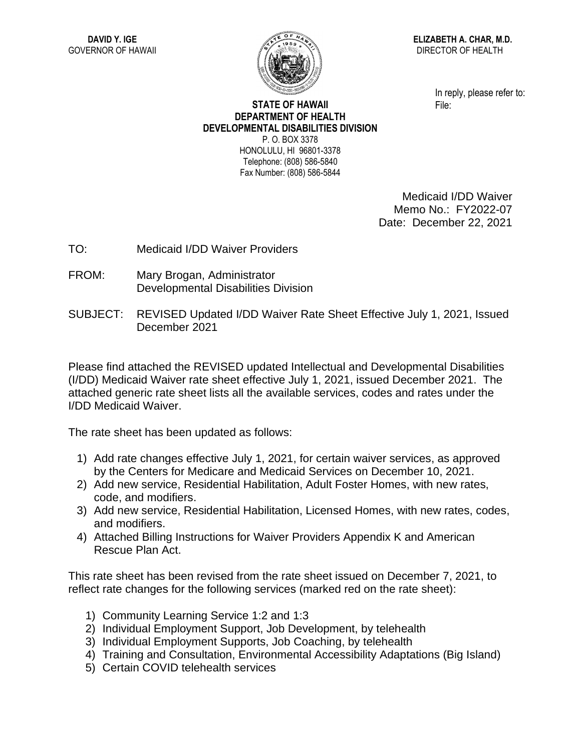**DAVID Y. IGE**
GOVERNOR OF HAWAII

**ELIZABETH A. CHAR, M.D.**
DIRECTOR OF HEALTH

In reply, please refer to:
File:

**STATE OF HAWAII**
**DEPARTMENT OF HEALTH**
**DEVELOPMENTAL DISABILITIES DIVISION**
P. O. BOX 3378
HONOLULU, HI 96801-3378
Telephone: (808) 586-5840
Fax Number: (808) 586-5844

Medicaid I/DD Waiver
Memo No.: FY2022-07
Date: December 22, 2021

TO: Medicaid I/DD Waiver Providers

FROM: Mary Brogan, Administrator
Developmental Disabilities Division

SUBJECT: REVISED Updated I/DD Waiver Rate Sheet Effective July 1, 2021, Issued December 2021

Please find attached the REVISED updated Intellectual and Developmental Disabilities (I/DD) Medicaid Waiver rate sheet effective July 1, 2021, issued December 2021. The attached generic rate sheet lists all the available services, codes and rates under the I/DD Medicaid Waiver.

The rate sheet has been updated as follows:

1) Add rate changes effective July 1, 2021, for certain waiver services, as approved by the Centers for Medicare and Medicaid Services on December 10, 2021.
2) Add new service, Residential Habilitation, Adult Foster Homes, with new rates, code, and modifiers.
3) Add new service, Residential Habilitation, Licensed Homes, with new rates, codes, and modifiers.
4) Attached Billing Instructions for Waiver Providers Appendix K and American Rescue Plan Act.

This rate sheet has been revised from the rate sheet issued on December 7, 2021, to reflect rate changes for the following services (marked red on the rate sheet):

1) Community Learning Service 1:2 and 1:3
2) Individual Employment Support, Job Development, by telehealth
3) Individual Employment Supports, Job Coaching, by telehealth
4) Training and Consultation, Environmental Accessibility Adaptations (Big Island)
5) Certain COVID telehealth services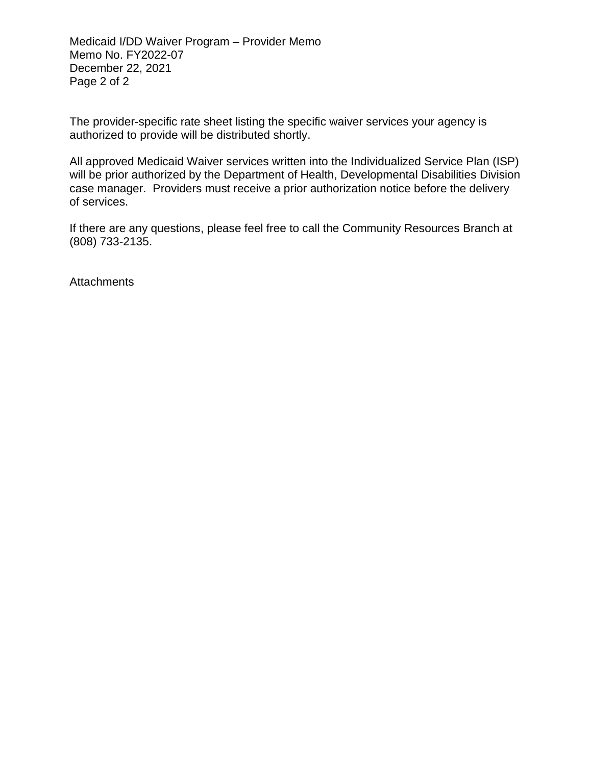The provider-specific rate sheet listing the specific waiver services your agency is authorized to provide will be distributed shortly.

All approved Medicaid Waiver services written into the Individualized Service Plan (ISP) will be prior authorized by the Department of Health, Developmental Disabilities Division case manager. Providers must receive a prior authorization notice before the delivery of services.

If there are any questions, please feel free to call the Community Resources Branch at (808) 733-2135.

Attachments